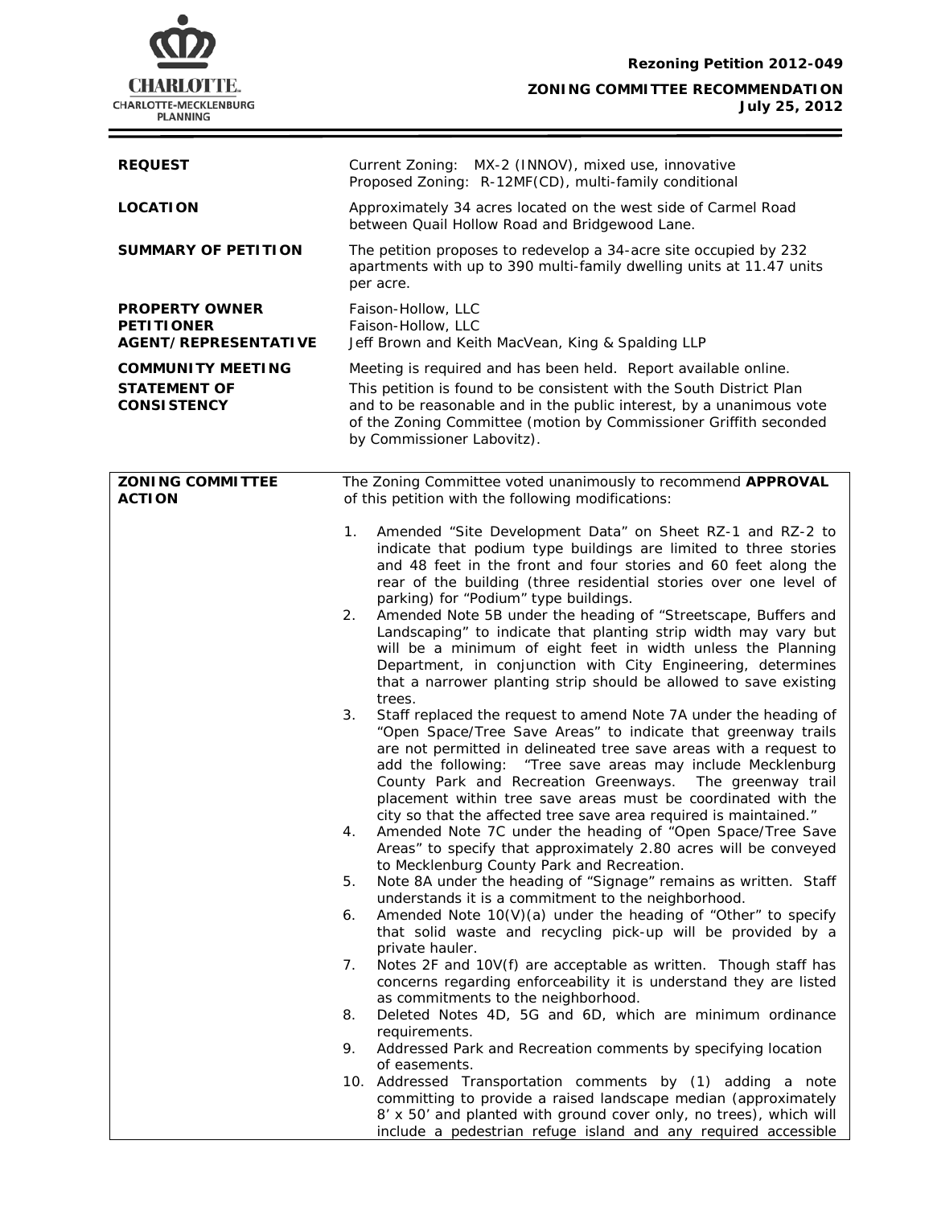**Rezoning Petition 2012-049**

**ZONING COMMITTEE RECOMMENDATION**
**July 25, 2012**

| | |
|---|---|
| **REQUEST** | Current Zoning: MX-2 (INNOV), mixed use, innovative<br>Proposed Zoning: R-12MF(CD), multi-family conditional |
| **LOCATION** | Approximately 34 acres located on the west side of Carmel Road between Quail Hollow Road and Bridgewood Lane. |
| **SUMMARY OF PETITION** | The petition proposes to redevelop a 34-acre site occupied by 232 apartments with up to 390 multi-family dwelling units at 11.47 units per acre. |
| **PROPERTY OWNER** | Faison-Hollow, LLC |
| **PETITIONER** | Faison-Hollow, LLC |
| **AGENT/REPRESENTATIVE** | Jeff Brown and Keith MacVean, King & Spalding LLP |
| **COMMUNITY MEETING** | Meeting is required and has been held. Report available online. |
| **STATEMENT OF CONSISTENCY** | This petition is found to be consistent with the South District Plan and to be reasonable and in the public interest, by a unanimous vote of the Zoning Committee (motion by Commissioner Griffith seconded by Commissioner Labovitz). |

**ZONING COMMITTEE ACTION**

The Zoning Committee voted unanimously to recommend **APPROVAL** of this petition with the following modifications:

1. Amended "Site Development Data" on Sheet RZ-1 and RZ-2 to indicate that podium type buildings are limited to three stories and 48 feet in the front and four stories and 60 feet along the rear of the building (three residential stories over one level of parking) for "Podium" type buildings.
2. Amended Note 5B under the heading of "Streetscape, Buffers and Landscaping" to indicate that planting strip width may vary but will be a minimum of eight feet in width unless the Planning Department, in conjunction with City Engineering, determines that a narrower planting strip should be allowed to save existing trees.
3. Staff replaced the request to amend Note 7A under the heading of "Open Space/Tree Save Areas" to indicate that greenway trails are not permitted in delineated tree save areas with a request to add the following: "Tree save areas may include Mecklenburg County Park and Recreation Greenways. The greenway trail placement within tree save areas must be coordinated with the city so that the affected tree save area required is maintained."
4. Amended Note 7C under the heading of "Open Space/Tree Save Areas" to specify that approximately 2.80 acres will be conveyed to Mecklenburg County Park and Recreation.
5. Note 8A under the heading of "Signage" remains as written. Staff understands it is a commitment to the neighborhood.
6. Amended Note 10(V)(a) under the heading of "Other" to specify that solid waste and recycling pick-up will be provided by a private hauler.
7. Notes 2F and 10V(f) are acceptable as written. Though staff has concerns regarding enforceability it is understand they are listed as commitments to the neighborhood.
8. Deleted Notes 4D, 5G and 6D, which are minimum ordinance requirements.
9. Addressed Park and Recreation comments by specifying location of easements.
10. Addressed Transportation comments by (1) adding a note committing to provide a raised landscape median (approximately 8' x 50' and planted with ground cover only, no trees), which will include a pedestrian refuge island and any required accessible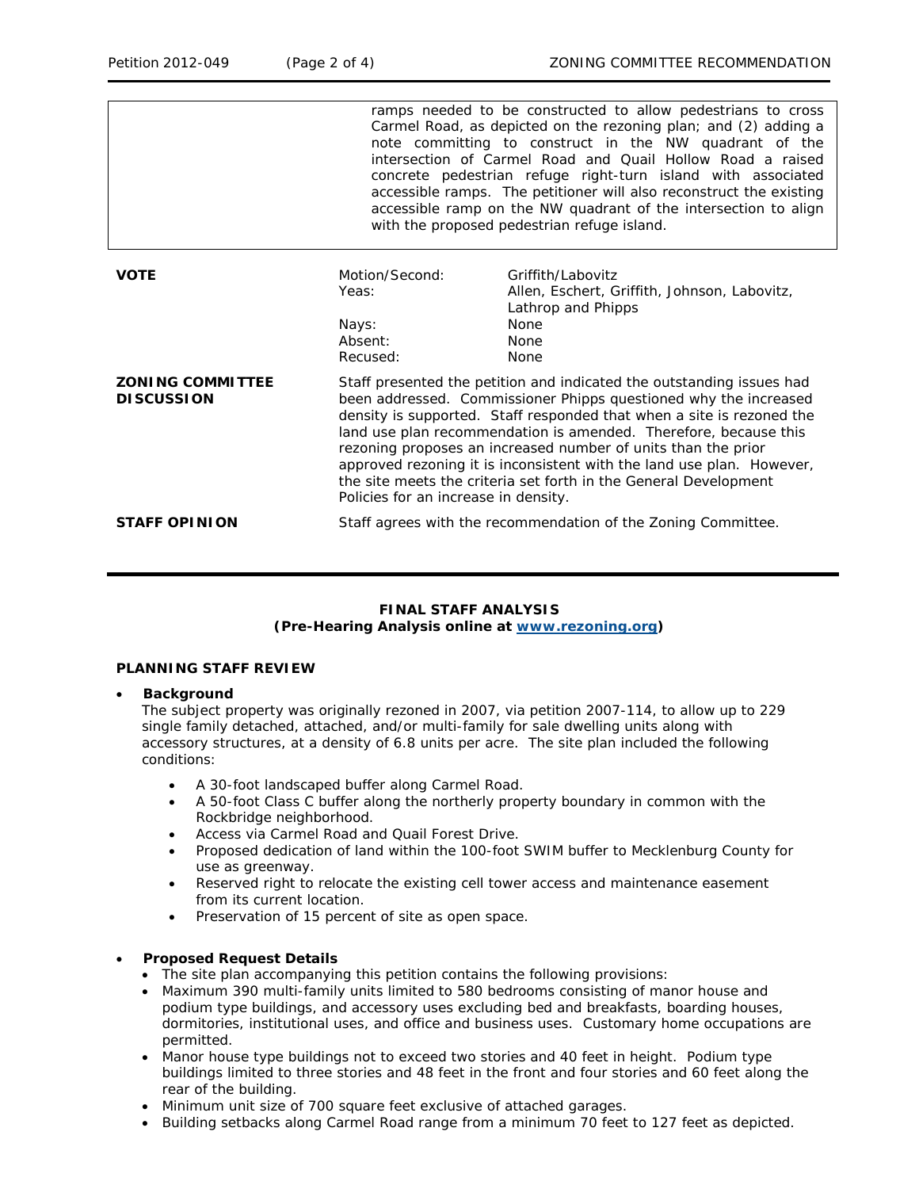| | |
|---|---|
| | ramps needed to be constructed to allow pedestrians to cross Carmel Road, as depicted on the rezoning plan; and (2) adding a note committing to construct in the NW quadrant of the intersection of Carmel Road and Quail Hollow Road a raised concrete pedestrian refuge right-turn island with associated accessible ramps. The petitioner will also reconstruct the existing accessible ramp on the NW quadrant of the intersection to align with the proposed pedestrian refuge island. |

| | | |
|---|---|---|
| **VOTE** | Motion/Second: | Griffith/Labovitz |
| | Yeas: | Allen, Eschert, Griffith, Johnson, Labovitz, Lathrop and Phipps |
| | Nays: | None |
| | Absent: | None |
| | Recused: | None |

**ZONING COMMITTEE DISCUSSION**

Staff presented the petition and indicated the outstanding issues had been addressed. Commissioner Phipps questioned why the increased density is supported. Staff responded that when a site is rezoned the land use plan recommendation is amended. Therefore, because this rezoning proposes an increased number of units than the prior approved rezoning it is inconsistent with the land use plan. However, the site meets the criteria set forth in the General Development Policies for an increase in density.

**STAFF OPINION**

Staff agrees with the recommendation of the Zoning Committee.

---

**FINAL STAFF ANALYSIS**
**(Pre-Hearing Analysis online at www.rezoning.org)**

**PLANNING STAFF REVIEW**

- **Background**
  The subject property was originally rezoned in 2007, via petition 2007-114, to allow up to 229 single family detached, attached, and/or multi-family for sale dwelling units along with accessory structures, at a density of 6.8 units per acre. The site plan included the following conditions:
  - A 30-foot landscaped buffer along Carmel Road.
  - A 50-foot Class C buffer along the northerly property boundary in common with the Rockbridge neighborhood.
  - Access via Carmel Road and Quail Forest Drive.
  - Proposed dedication of land within the 100-foot SWIM buffer to Mecklenburg County for use as greenway.
  - Reserved right to relocate the existing cell tower access and maintenance easement from its current location.
  - Preservation of 15 percent of site as open space.

- **Proposed Request Details**
  - The site plan accompanying this petition contains the following provisions:
  - Maximum 390 multi-family units limited to 580 bedrooms consisting of manor house and podium type buildings, and accessory uses excluding bed and breakfasts, boarding houses, dormitories, institutional uses, and office and business uses. Customary home occupations are permitted.
  - Manor house type buildings not to exceed two stories and 40 feet in height. Podium type buildings limited to three stories and 48 feet in the front and four stories and 60 feet along the rear of the building.
  - Minimum unit size of 700 square feet exclusive of attached garages.
  - Building setbacks along Carmel Road range from a minimum 70 feet to 127 feet as depicted.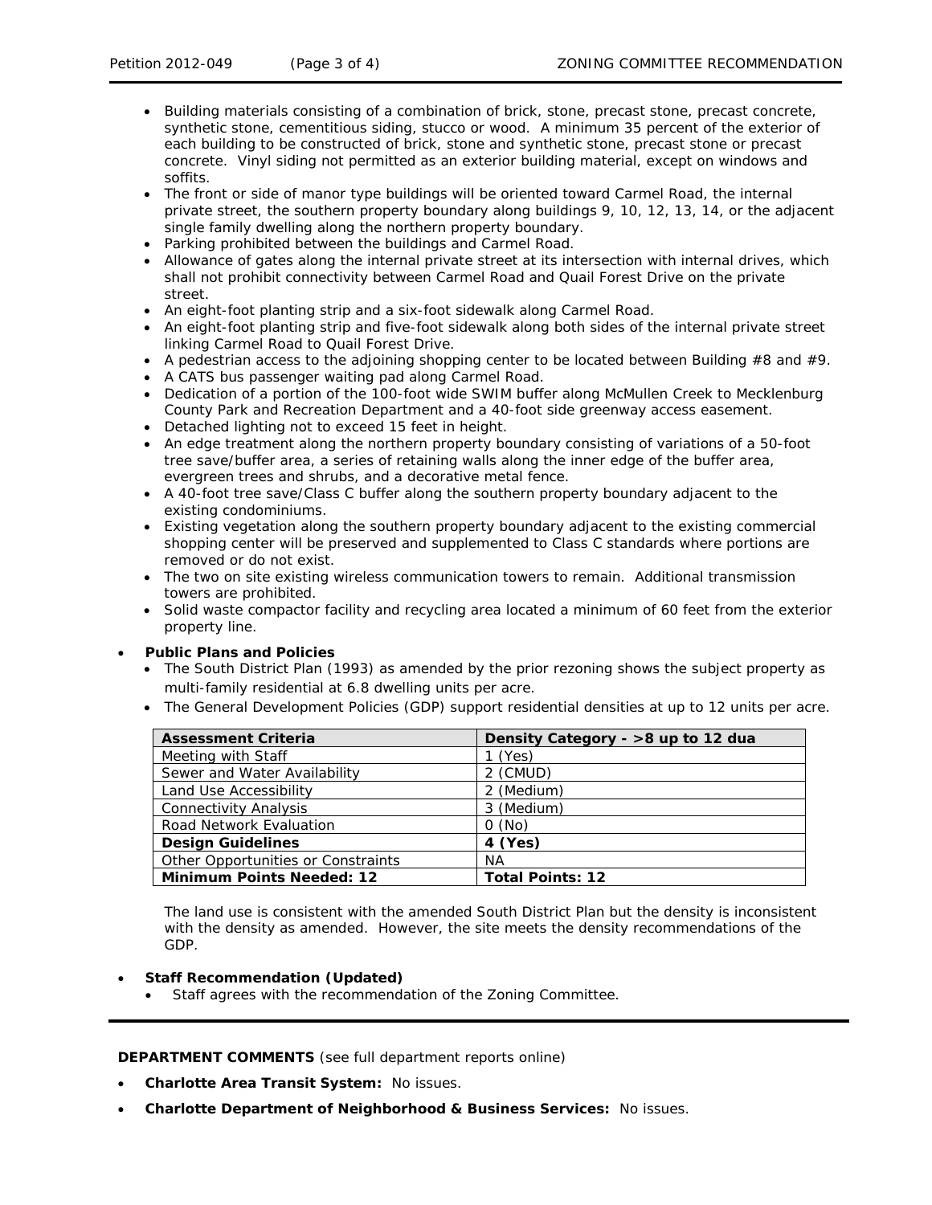- Building materials consisting of a combination of brick, stone, precast stone, precast concrete, synthetic stone, cementitious siding, stucco or wood. A minimum 35 percent of the exterior of each building to be constructed of brick, stone and synthetic stone, precast stone or precast concrete. Vinyl siding not permitted as an exterior building material, except on windows and soffits.
- The front or side of manor type buildings will be oriented toward Carmel Road, the internal private street, the southern property boundary along buildings 9, 10, 12, 13, 14, or the adjacent single family dwelling along the northern property boundary.
- Parking prohibited between the buildings and Carmel Road.
- Allowance of gates along the internal private street at its intersection with internal drives, which shall not prohibit connectivity between Carmel Road and Quail Forest Drive on the private street.
- An eight-foot planting strip and a six-foot sidewalk along Carmel Road.
- An eight-foot planting strip and five-foot sidewalk along both sides of the internal private street linking Carmel Road to Quail Forest Drive.
- A pedestrian access to the adjoining shopping center to be located between Building #8 and #9.
- A CATS bus passenger waiting pad along Carmel Road.
- Dedication of a portion of the 100-foot wide SWIM buffer along McMullen Creek to Mecklenburg County Park and Recreation Department and a 40-foot side greenway access easement.
- Detached lighting not to exceed 15 feet in height.
- An edge treatment along the northern property boundary consisting of variations of a 50-foot tree save/buffer area, a series of retaining walls along the inner edge of the buffer area, evergreen trees and shrubs, and a decorative metal fence.
- A 40-foot tree save/Class C buffer along the southern property boundary adjacent to the existing condominiums.
- Existing vegetation along the southern property boundary adjacent to the existing commercial shopping center will be preserved and supplemented to Class C standards where portions are removed or do not exist.
- The two on site existing wireless communication towers to remain. Additional transmission towers are prohibited.
- Solid waste compactor facility and recycling area located a minimum of 60 feet from the exterior property line.

- **Public Plans and Policies**
  - The South District Plan (1993) as amended by the prior rezoning shows the subject property as multi-family residential at 6.8 dwelling units per acre.
  - The General Development Policies (GDP) support residential densities at up to 12 units per acre.

| **Assessment Criteria** | **Density Category - >8 up to 12 dua** |
|---|---|
| Meeting with Staff | 1 (Yes) |
| Sewer and Water Availability | 2 (CMUD) |
| Land Use Accessibility | 2 (Medium) |
| Connectivity Analysis | 3 (Medium) |
| Road Network Evaluation | 0 (No) |
| **Design Guidelines** | **4 (Yes)** |
| Other Opportunities or Constraints | NA |
| **Minimum Points Needed: 12** | **Total Points: 12** |

The land use is consistent with the amended South District Plan but the density is inconsistent with the density as amended. However, the site meets the density recommendations of the GDP.

- **Staff Recommendation (Updated)**
  - Staff agrees with the recommendation of the Zoning Committee.

---

**DEPARTMENT COMMENTS** (see full department reports online)

- **Charlotte Area Transit System:** No issues.
- **Charlotte Department of Neighborhood & Business Services:** No issues.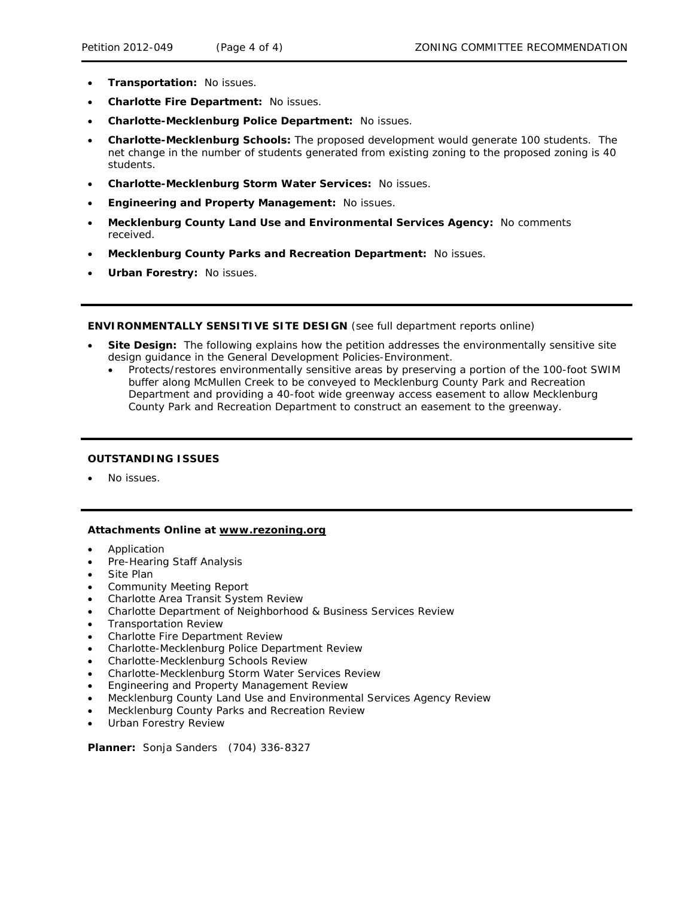- **Transportation:** No issues.
- **Charlotte Fire Department:** No issues.
- **Charlotte-Mecklenburg Police Department:** No issues.
- **Charlotte-Mecklenburg Schools:** The proposed development would generate 100 students. The net change in the number of students generated from existing zoning to the proposed zoning is 40 students.
- **Charlotte-Mecklenburg Storm Water Services:** No issues.
- **Engineering and Property Management:** No issues.
- **Mecklenburg County Land Use and Environmental Services Agency:** No comments received.
- **Mecklenburg County Parks and Recreation Department:** No issues.
- **Urban Forestry:** No issues.

**ENVIRONMENTALLY SENSITIVE SITE DESIGN** (see full department reports online)

- **Site Design:** The following explains how the petition addresses the environmentally sensitive site design guidance in the General Development Policies-Environment.
  - Protects/restores environmentally sensitive areas by preserving a portion of the 100-foot SWIM buffer along McMullen Creek to be conveyed to Mecklenburg County Park and Recreation Department and providing a 40-foot wide greenway access easement to allow Mecklenburg County Park and Recreation Department to construct an easement to the greenway.

**OUTSTANDING ISSUES**

- No issues.

**Attachments Online at www.rezoning.org**

- Application
- Pre-Hearing Staff Analysis
- Site Plan
- Community Meeting Report
- Charlotte Area Transit System Review
- Charlotte Department of Neighborhood & Business Services Review
- Transportation Review
- Charlotte Fire Department Review
- Charlotte-Mecklenburg Police Department Review
- Charlotte-Mecklenburg Schools Review
- Charlotte-Mecklenburg Storm Water Services Review
- Engineering and Property Management Review
- Mecklenburg County Land Use and Environmental Services Agency Review
- Mecklenburg County Parks and Recreation Review
- Urban Forestry Review

**Planner:** Sonja Sanders (704) 336-8327